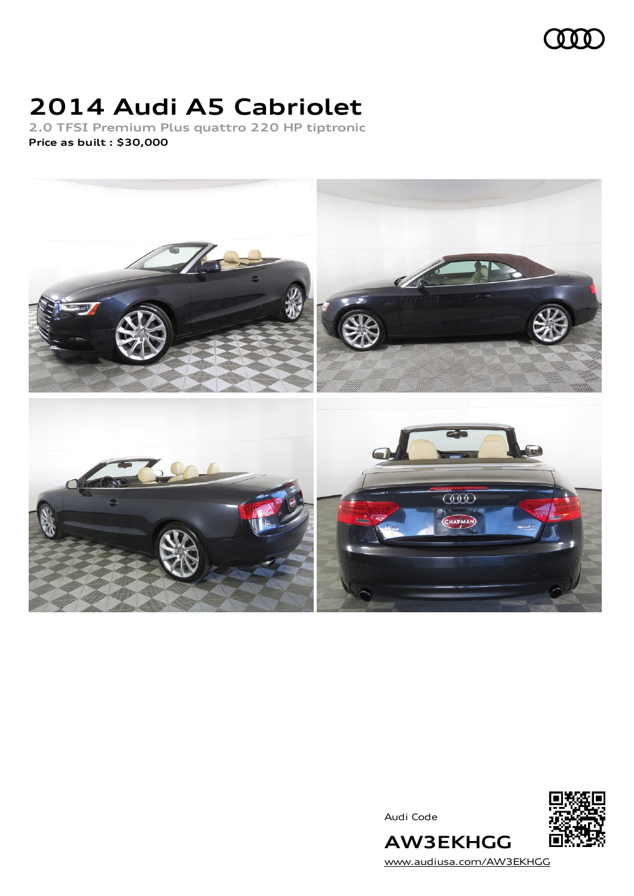# 2014 Audi A5 Cabriolet

**2.0 TFSI Premium Plus quattro 220 HP tiptronic**

**Price as built : $30,000**

Audi Code

**AW3EKHGG**

www.audiusa.com/AW3EKHGG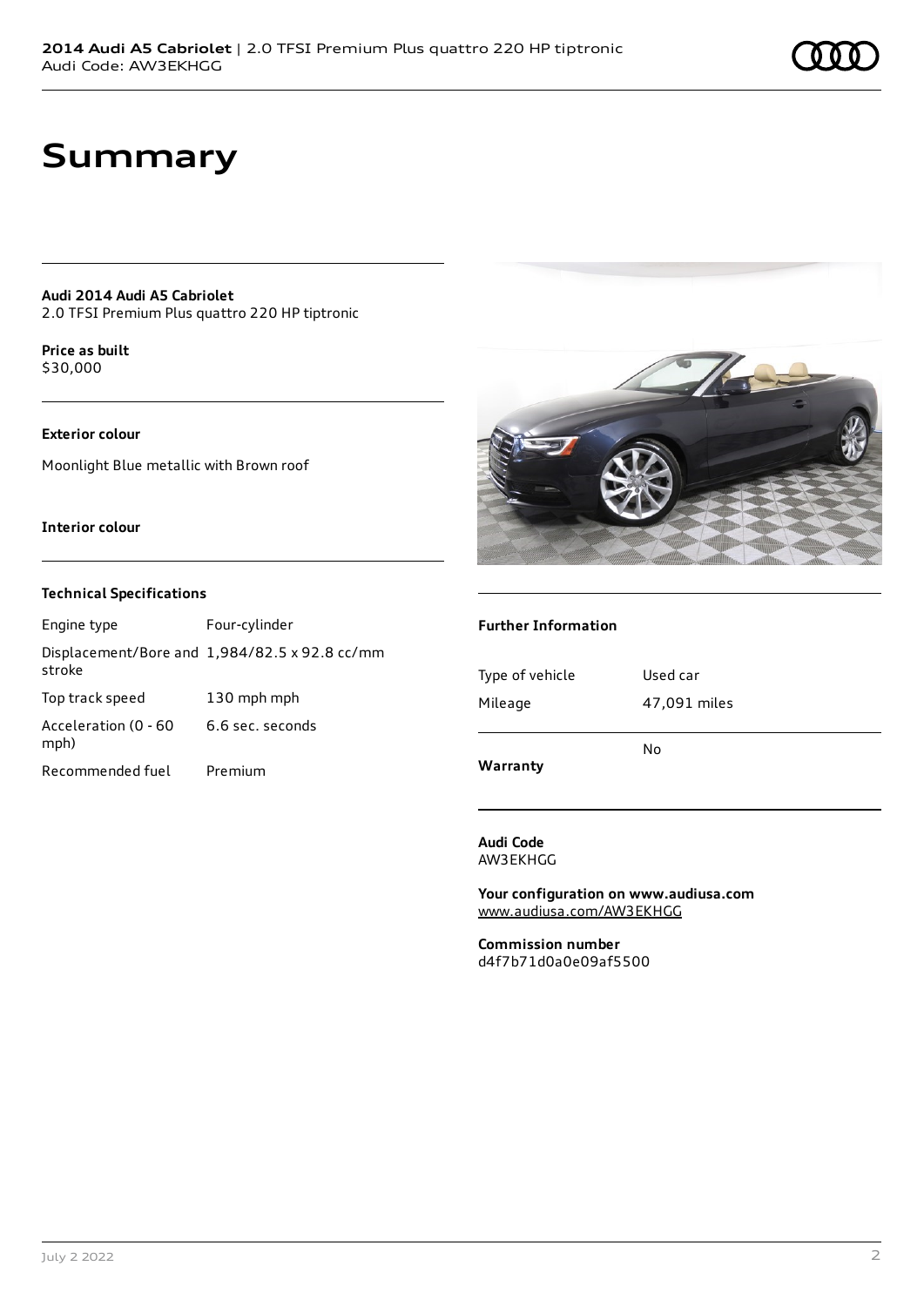# Summary

**Audi 2014 Audi A5 Cabriolet**
2.0 TFSI Premium Plus quattro 220 HP tiptronic

**Price as built**
$30,000

**Exterior colour**

Moonlight Blue metallic with Brown roof

**Interior colour**

### Technical Specifications

| | |
|---|---|
| Engine type | Four-cylinder |
| Displacement/Bore and stroke | 1,984/82.5 x 92.8 cc/mm |
| Top track speed | 130 mph mph |
| Acceleration (0 - 60 mph) | 6.6 sec. seconds |
| Recommended fuel | Premium |

### Further Information

| | |
|---|---|
| Type of vehicle | Used car |
| Mileage | 47,091 miles |
| **Warranty** | No |

**Audi Code**
AW3EKHGG

**Your configuration on www.audiusa.com**
www.audiusa.com/AW3EKHGG

**Commission number**
d4f7b71d0a0e09af5500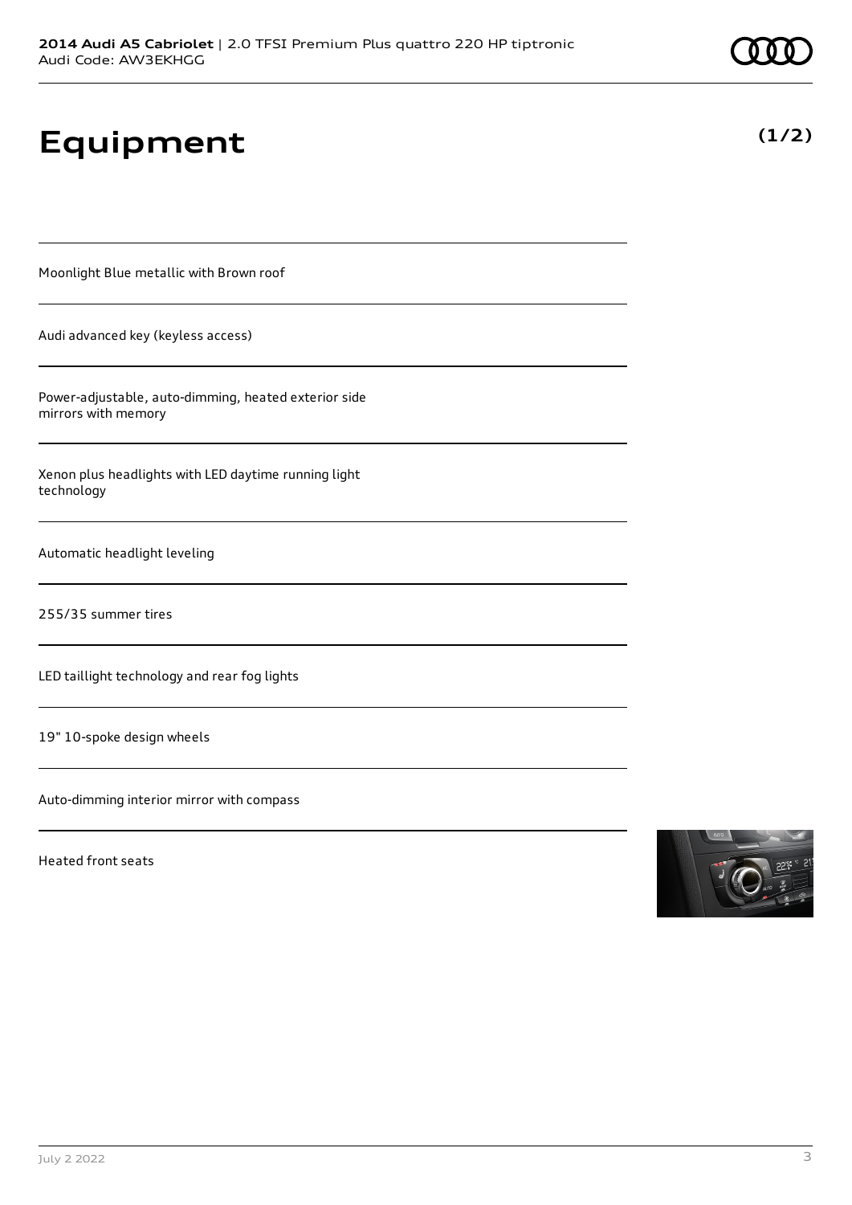# Equipment

**(1/2)**

Moonlight Blue metallic with Brown roof

Audi advanced key (keyless access)

Power-adjustable, auto-dimming, heated exterior side mirrors with memory

Xenon plus headlights with LED daytime running light technology

Automatic headlight leveling

255/35 summer tires

LED taillight technology and rear fog lights

19" 10-spoke design wheels

Auto-dimming interior mirror with compass

Heated front seats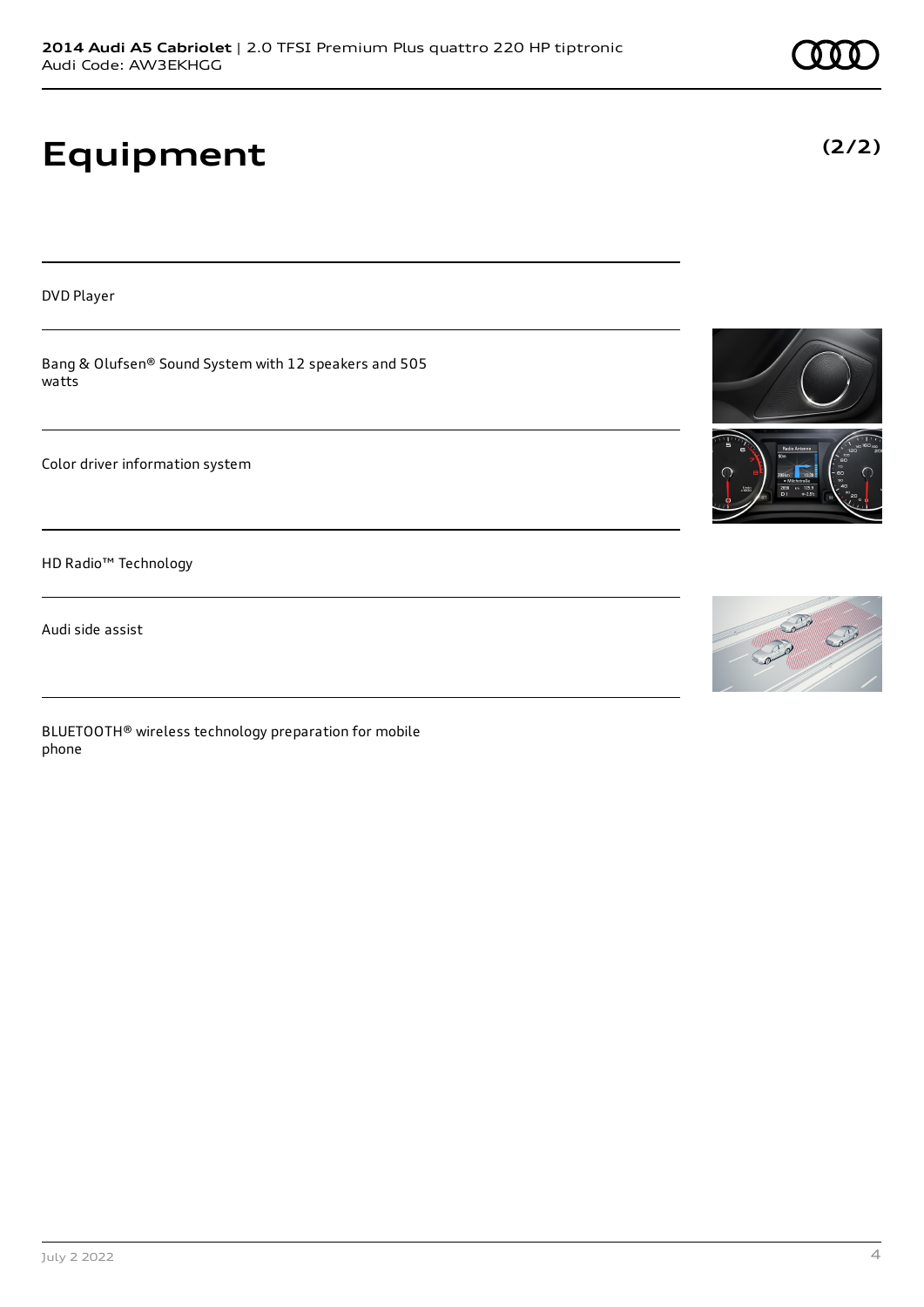# Equipment

**(2/2)**

DVD Player

Bang & Olufsen® Sound System with 12 speakers and 505 watts

Color driver information system

HD Radio™ Technology

Audi side assist

BLUETOOTH® wireless technology preparation for mobile phone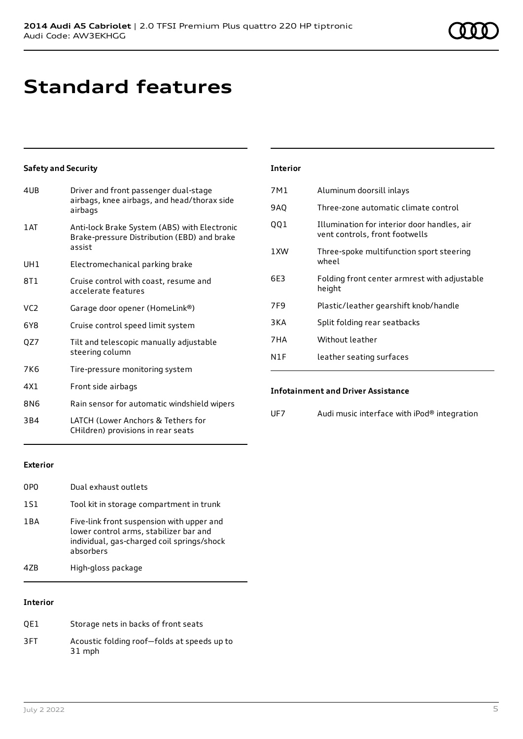# Standard features

### Safety and Security

| | |
|---|---|
| 4UB | Driver and front passenger dual-stage airbags, knee airbags, and head/thorax side airbags |
| 1AT | Anti-lock Brake System (ABS) with Electronic Brake-pressure Distribution (EBD) and brake assist |
| UH1 | Electromechanical parking brake |
| 8T1 | Cruise control with coast, resume and accelerate features |
| VC2 | Garage door opener (HomeLink®) |
| 6Y8 | Cruise control speed limit system |
| QZ7 | Tilt and telescopic manually adjustable steering column |
| 7K6 | Tire-pressure monitoring system |
| 4X1 | Front side airbags |
| 8N6 | Rain sensor for automatic windshield wipers |
| 3B4 | LATCH (Lower Anchors & Tethers for CHildren) provisions in rear seats |

### Exterior

| | |
|---|---|
| 0P0 | Dual exhaust outlets |
| 1S1 | Tool kit in storage compartment in trunk |
| 1BA | Five-link front suspension with upper and lower control arms, stabilizer bar and individual, gas-charged coil springs/shock absorbers |
| 4ZB | High-gloss package |

### Interior

| | |
|---|---|
| QE1 | Storage nets in backs of front seats |
| 3FT | Acoustic folding roof—folds at speeds up to 31 mph |
| 7M1 | Aluminum doorsill inlays |
| 9AQ | Three-zone automatic climate control |
| QQ1 | Illumination for interior door handles, air vent controls, front footwells |
| 1XW | Three-spoke multifunction sport steering wheel |
| 6E3 | Folding front center armrest with adjustable height |
| 7F9 | Plastic/leather gearshift knob/handle |
| 3KA | Split folding rear seatbacks |
| 7HA | Without leather |
| N1F | leather seating surfaces |

### Infotainment and Driver Assistance

| | |
|---|---|
| UF7 | Audi music interface with iPod® integration |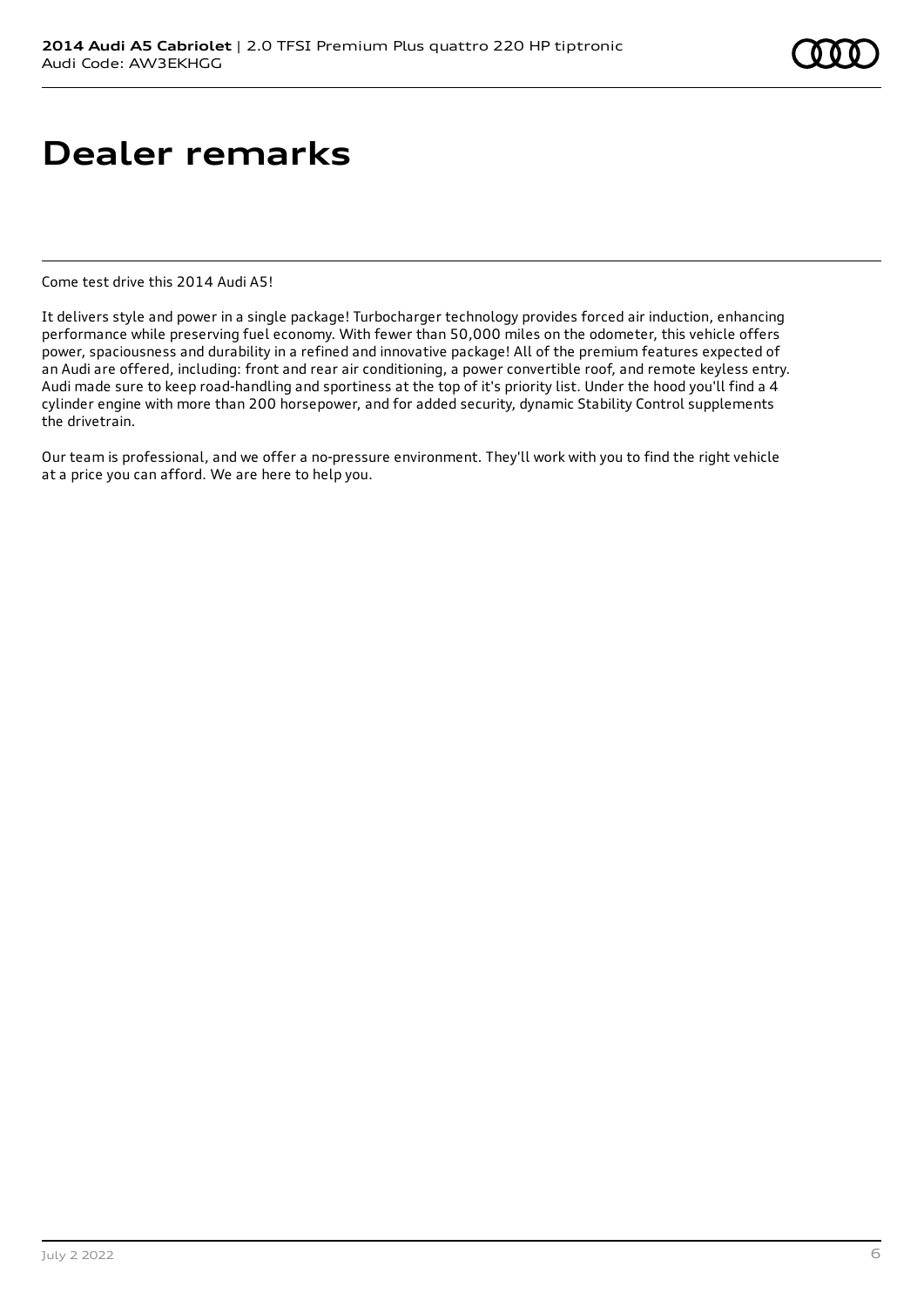# Dealer remarks

Come test drive this 2014 Audi A5!

It delivers style and power in a single package! Turbocharger technology provides forced air induction, enhancing performance while preserving fuel economy. With fewer than 50,000 miles on the odometer, this vehicle offers power, spaciousness and durability in a refined and innovative package! All of the premium features expected of an Audi are offered, including: front and rear air conditioning, a power convertible roof, and remote keyless entry. Audi made sure to keep road-handling and sportiness at the top of it's priority list. Under the hood you'll find a 4 cylinder engine with more than 200 horsepower, and for added security, dynamic Stability Control supplements the drivetrain.

Our team is professional, and we offer a no-pressure environment. They'll work with you to find the right vehicle at a price you can afford. We are here to help you.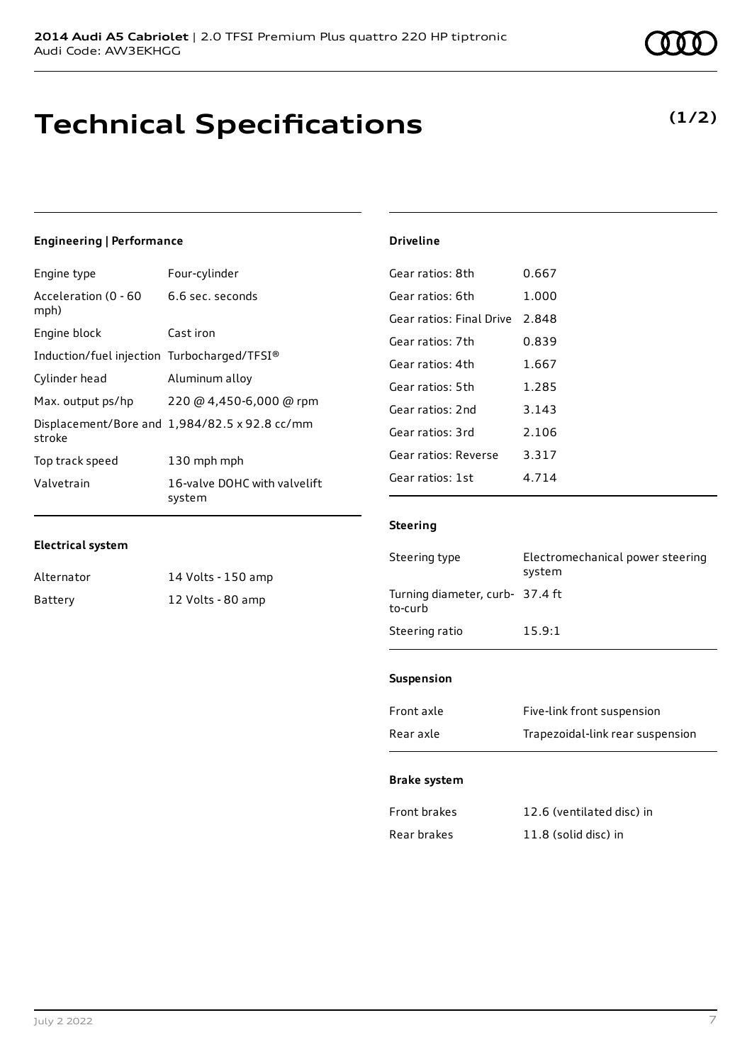# Technical Specifications

**(1/2)**

### Engineering | Performance

| | |
|---|---|
| Engine type | Four-cylinder |
| Acceleration (0 - 60 mph) | 6.6 sec. seconds |
| Engine block | Cast iron |
| Induction/fuel injection | Turbocharged/TFSI® |
| Cylinder head | Aluminum alloy |
| Max. output ps/hp | 220 @ 4,450-6,000 @ rpm |
| Displacement/Bore and stroke | 1,984/82.5 x 92.8 cc/mm |
| Top track speed | 130 mph mph |
| Valvetrain | 16-valve DOHC with valvelift system |

### Electrical system

| | |
|---|---|
| Alternator | 14 Volts - 150 amp |
| Battery | 12 Volts - 80 amp |

### Driveline

| | |
|---|---|
| Gear ratios: 8th | 0.667 |
| Gear ratios: 6th | 1.000 |
| Gear ratios: Final Drive | 2.848 |
| Gear ratios: 7th | 0.839 |
| Gear ratios: 4th | 1.667 |
| Gear ratios: 5th | 1.285 |
| Gear ratios: 2nd | 3.143 |
| Gear ratios: 3rd | 2.106 |
| Gear ratios: Reverse | 3.317 |
| Gear ratios: 1st | 4.714 |

### Steering

| | |
|---|---|
| Steering type | Electromechanical power steering system |
| Turning diameter, curb-to-curb | 37.4 ft |
| Steering ratio | 15.9:1 |

### Suspension

| | |
|---|---|
| Front axle | Five-link front suspension |
| Rear axle | Trapezoidal-link rear suspension |

### Brake system

| | |
|---|---|
| Front brakes | 12.6 (ventilated disc) in |
| Rear brakes | 11.8 (solid disc) in |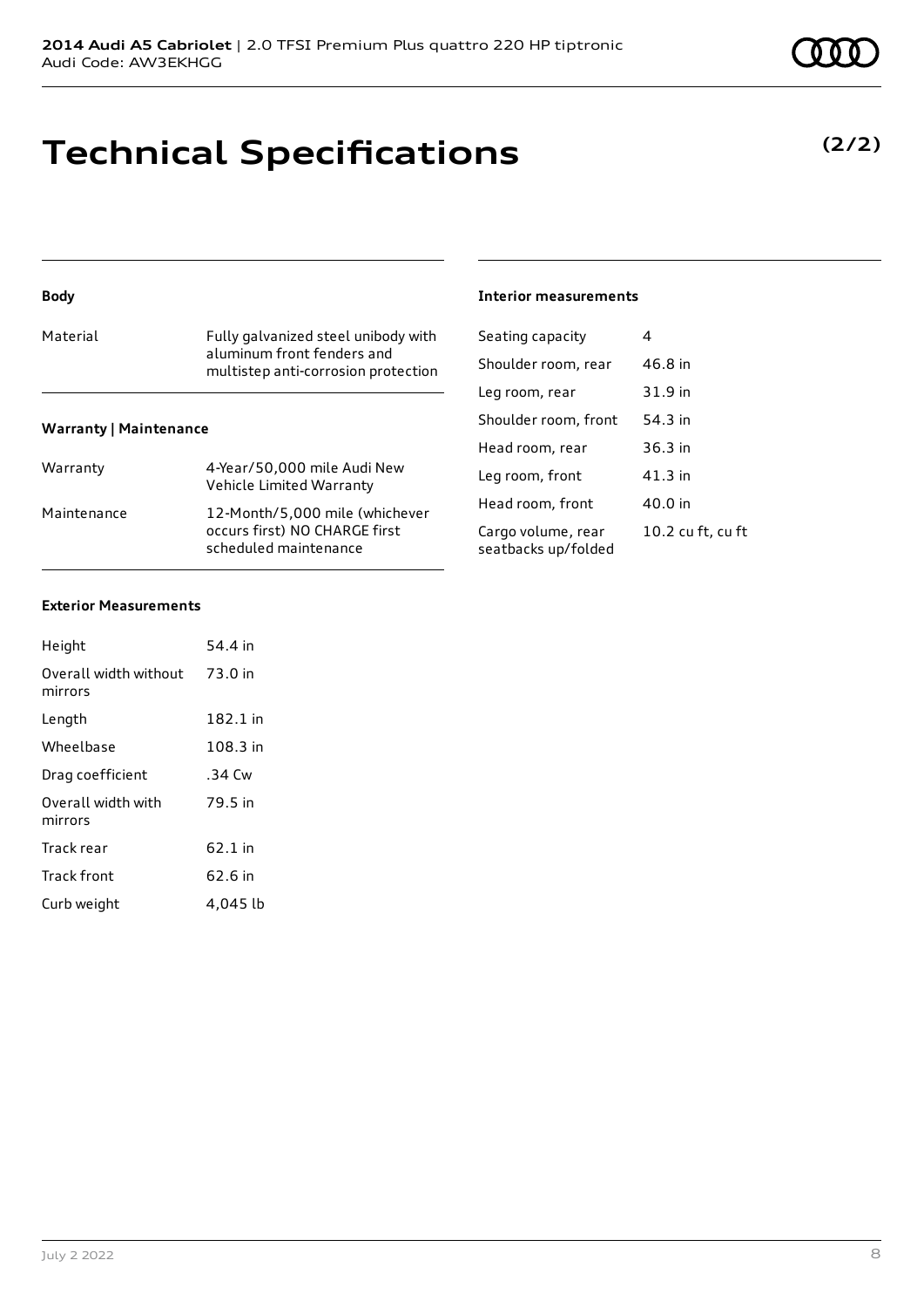# Technical Specifications

**(2/2)**

### Body

| | |
|---|---|
| Material | Fully galvanized steel unibody with aluminum front fenders and multistep anti-corrosion protection |

### Warranty | Maintenance

| | |
|---|---|
| Warranty | 4-Year/50,000 mile Audi New Vehicle Limited Warranty |
| Maintenance | 12-Month/5,000 mile (whichever occurs first) NO CHARGE first scheduled maintenance |

### Exterior Measurements

| | |
|---|---|
| Height | 54.4 in |
| Overall width without mirrors | 73.0 in |
| Length | 182.1 in |
| Wheelbase | 108.3 in |
| Drag coefficient | .34 Cw |
| Overall width with mirrors | 79.5 in |
| Track rear | 62.1 in |
| Track front | 62.6 in |
| Curb weight | 4,045 lb |

### Interior measurements

| | |
|---|---|
| Seating capacity | 4 |
| Shoulder room, rear | 46.8 in |
| Leg room, rear | 31.9 in |
| Shoulder room, front | 54.3 in |
| Head room, rear | 36.3 in |
| Leg room, front | 41.3 in |
| Head room, front | 40.0 in |
| Cargo volume, rear seatbacks up/folded | 10.2 cu ft, cu ft |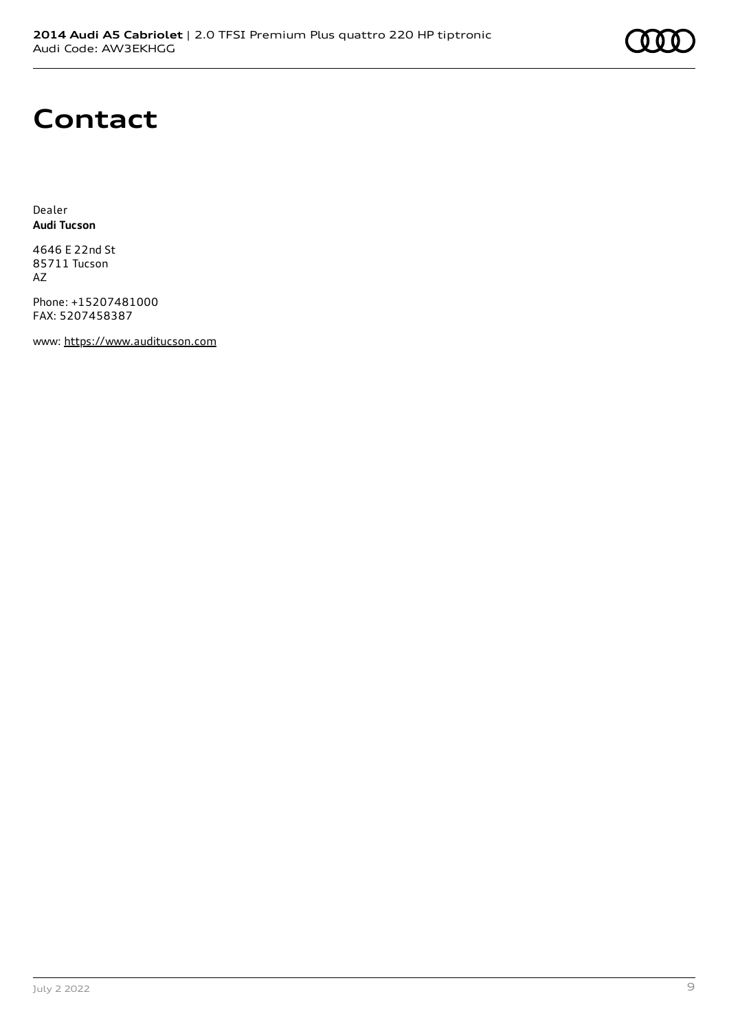# Contact

Dealer
**Audi Tucson**

4646 E 22nd St
85711 Tucson
AZ

Phone: +15207481000
FAX: 5207458387

www: https://www.auditucson.com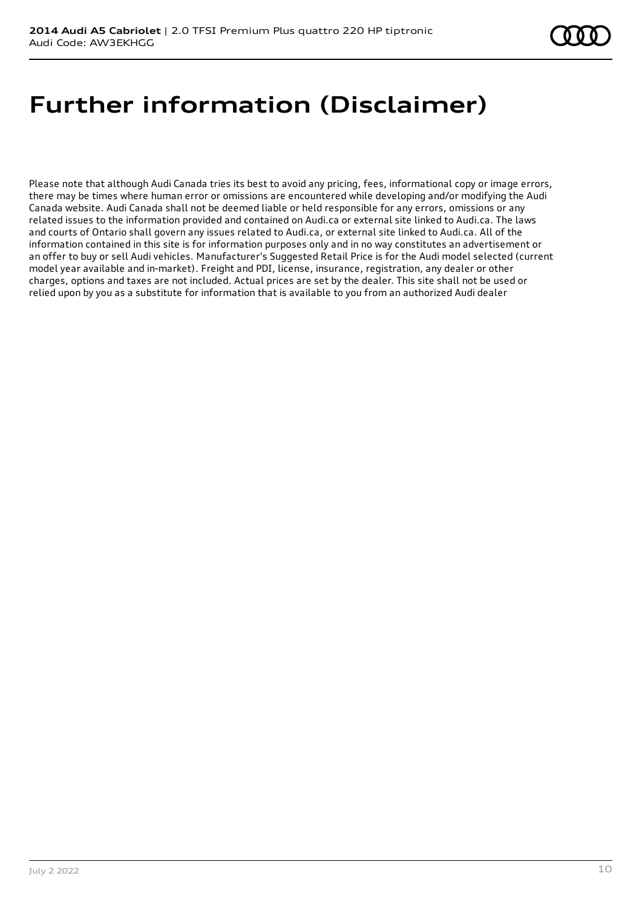# Further information (Disclaimer)

Please note that although Audi Canada tries its best to avoid any pricing, fees, informational copy or image errors, there may be times where human error or omissions are encountered while developing and/or modifying the Audi Canada website. Audi Canada shall not be deemed liable or held responsible for any errors, omissions or any related issues to the information provided and contained on Audi.ca or external site linked to Audi.ca. The laws and courts of Ontario shall govern any issues related to Audi.ca, or external site linked to Audi.ca. All of the information contained in this site is for information purposes only and in no way constitutes an advertisement or an offer to buy or sell Audi vehicles. Manufacturer's Suggested Retail Price is for the Audi model selected (current model year available and in-market). Freight and PDI, license, insurance, registration, any dealer or other charges, options and taxes are not included. Actual prices are set by the dealer. This site shall not be used or relied upon by you as a substitute for information that is available to you from an authorized Audi dealer